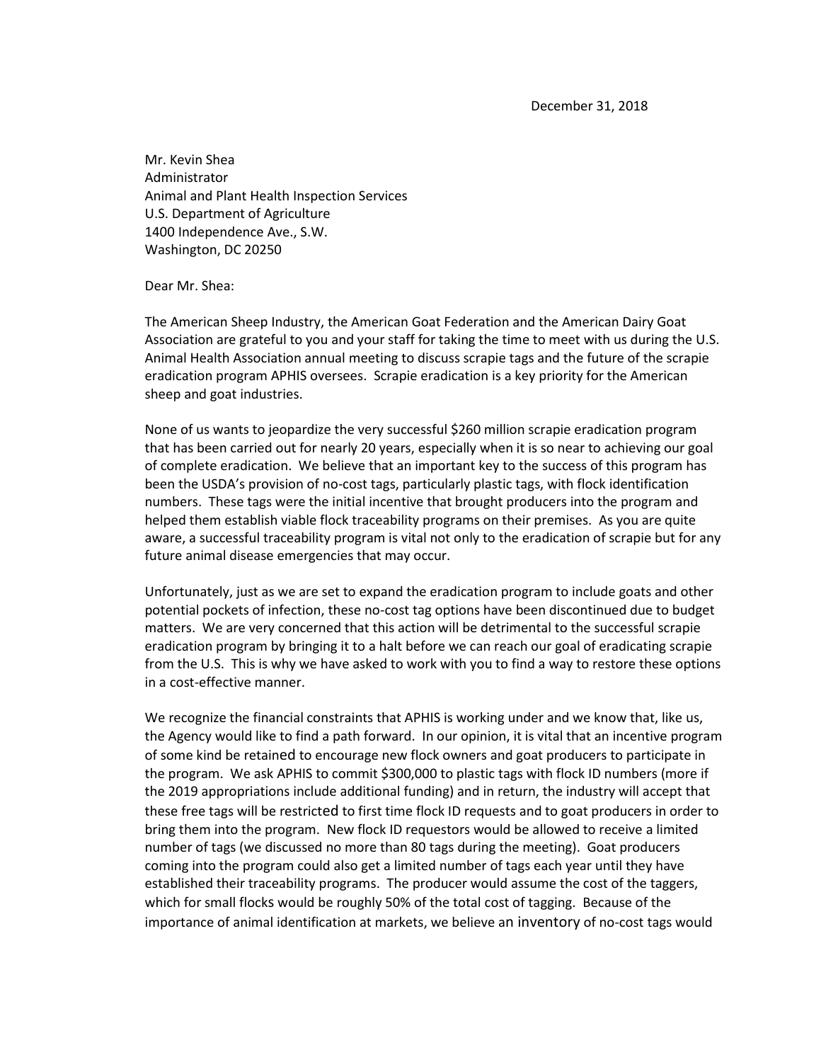December 31, 2018

Mr. Kevin Shea
Administrator
Animal and Plant Health Inspection Services
U.S. Department of Agriculture
1400 Independence Ave., S.W.
Washington, DC 20250

Dear Mr. Shea:

The American Sheep Industry, the American Goat Federation and the American Dairy Goat Association are grateful to you and your staff for taking the time to meet with us during the U.S. Animal Health Association annual meeting to discuss scrapie tags and the future of the scrapie eradication program APHIS oversees. Scrapie eradication is a key priority for the American sheep and goat industries.

None of us wants to jeopardize the very successful $260 million scrapie eradication program that has been carried out for nearly 20 years, especially when it is so near to achieving our goal of complete eradication. We believe that an important key to the success of this program has been the USDA's provision of no-cost tags, particularly plastic tags, with flock identification numbers. These tags were the initial incentive that brought producers into the program and helped them establish viable flock traceability programs on their premises. As you are quite aware, a successful traceability program is vital not only to the eradication of scrapie but for any future animal disease emergencies that may occur.

Unfortunately, just as we are set to expand the eradication program to include goats and other potential pockets of infection, these no-cost tag options have been discontinued due to budget matters. We are very concerned that this action will be detrimental to the successful scrapie eradication program by bringing it to a halt before we can reach our goal of eradicating scrapie from the U.S. This is why we have asked to work with you to find a way to restore these options in a cost-effective manner.

We recognize the financial constraints that APHIS is working under and we know that, like us, the Agency would like to find a path forward. In our opinion, it is vital that an incentive program of some kind be retained to encourage new flock owners and goat producers to participate in the program. We ask APHIS to commit $300,000 to plastic tags with flock ID numbers (more if the 2019 appropriations include additional funding) and in return, the industry will accept that these free tags will be restricted to first time flock ID requests and to goat producers in order to bring them into the program. New flock ID requestors would be allowed to receive a limited number of tags (we discussed no more than 80 tags during the meeting). Goat producers coming into the program could also get a limited number of tags each year until they have established their traceability programs. The producer would assume the cost of the taggers, which for small flocks would be roughly 50% of the total cost of tagging. Because of the importance of animal identification at markets, we believe an inventory of no-cost tags would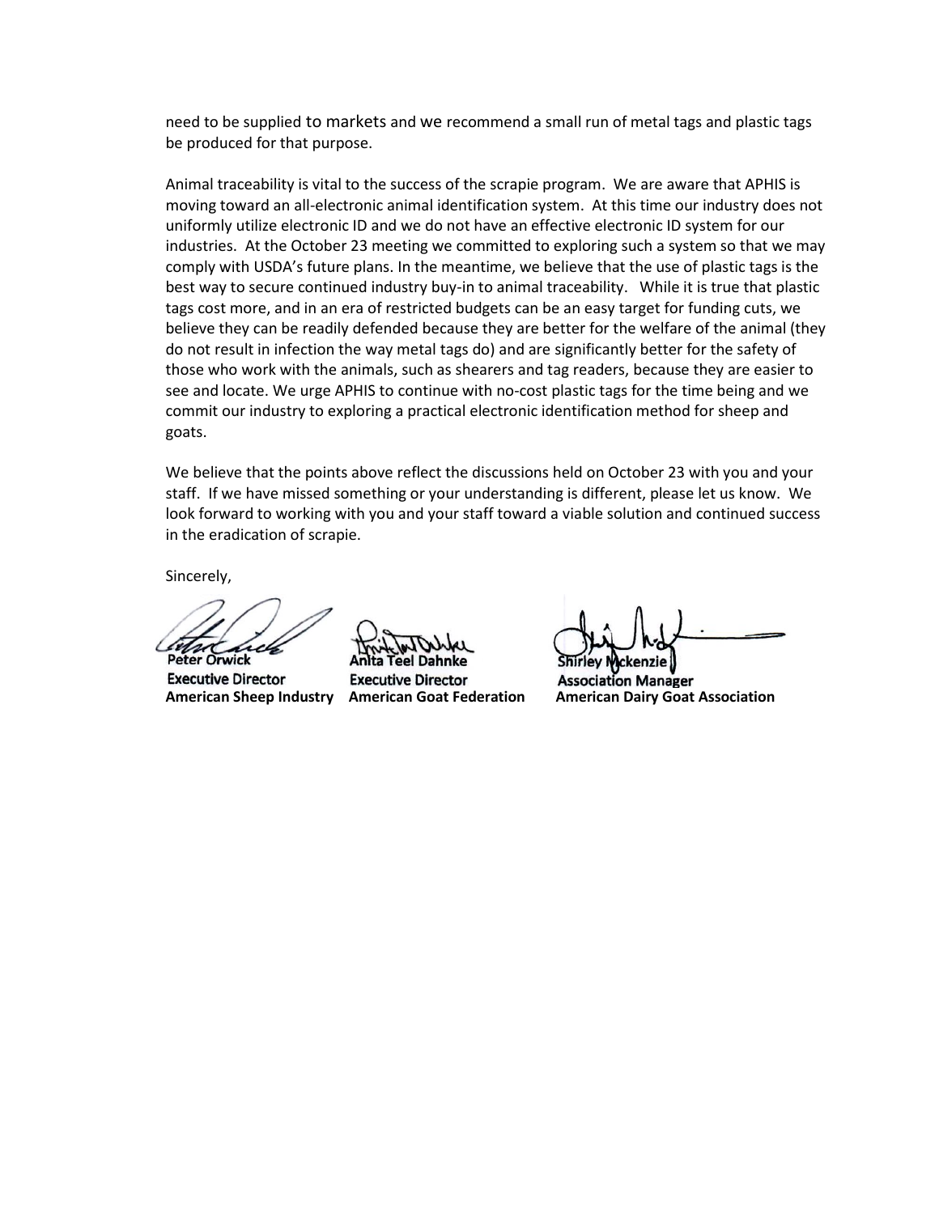need to be supplied to markets and we recommend a small run of metal tags and plastic tags be produced for that purpose.

Animal traceability is vital to the success of the scrapie program. We are aware that APHIS is moving toward an all-electronic animal identification system. At this time our industry does not uniformly utilize electronic ID and we do not have an effective electronic ID system for our industries. At the October 23 meeting we committed to exploring such a system so that we may comply with USDA's future plans. In the meantime, we believe that the use of plastic tags is the best way to secure continued industry buy-in to animal traceability. While it is true that plastic tags cost more, and in an era of restricted budgets can be an easy target for funding cuts, we believe they can be readily defended because they are better for the welfare of the animal (they do not result in infection the way metal tags do) and are significantly better for the safety of those who work with the animals, such as shearers and tag readers, because they are easier to see and locate. We urge APHIS to continue with no-cost plastic tags for the time being and we commit our industry to exploring a practical electronic identification method for sheep and goats.

We believe that the points above reflect the discussions held on October 23 with you and your staff. If we have missed something or your understanding is different, please let us know. We look forward to working with you and your staff toward a viable solution and continued success in the eradication of scrapie.

Sincerely,

**Peter Orwick**
**Executive Director**
**American Sheep Industry**

**Anita Teel Dahnke**
**Executive Director**
**American Goat Federation**

**Shirley Mckenzie**
**Association Manager**
**American Dairy Goat Association**